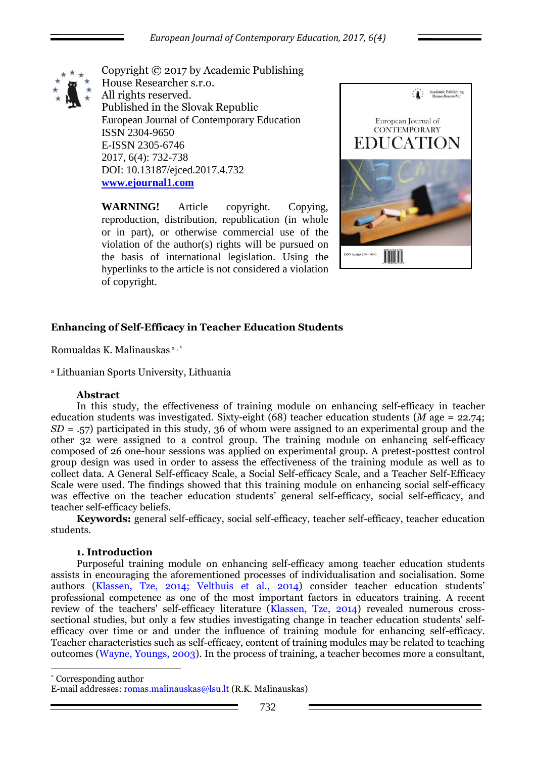Copyright © 2017 by Academic Publishing House Researcher s.r.o.
All rights reserved.
Published in the Slovak Republic
European Journal of Contemporary Education
ISSN 2304-9650
E-ISSN 2305-6746
2017, 6(4): 732-738
DOI: 10.13187/ejced.2017.4.732
**www.ejournal1.com**

**WARNING!** Article copyright. Copying, reproduction, distribution, republication (in whole or in part), or otherwise commercial use of the violation of the author(s) rights will be pursued on the basis of international legislation. Using the hyperlinks to the article is not considered a violation of copyright.

## Enhancing of Self-Efficacy in Teacher Education Students

Romualdas K. Malinauskas [a,*]

[a] Lithuanian Sports University, Lithuania

### Abstract

In this study, the effectiveness of training module on enhancing self-efficacy in teacher education students was investigated. Sixty-eight (68) teacher education students (*M* age = 22.74; *SD* = .57) participated in this study, 36 of whom were assigned to an experimental group and the other 32 were assigned to a control group. The training module on enhancing self-efficacy composed of 26 one-hour sessions was applied on experimental group. A pretest-posttest control group design was used in order to assess the effectiveness of the training module as well as to collect data. A General Self-efficacy Scale, a Social Self-efficacy Scale, and a Teacher Self-Efficacy Scale were used. The findings showed that this training module on enhancing social self-efficacy was effective on the teacher education students' general self-efficacy, social self-efficacy, and teacher self-efficacy beliefs.

**Keywords:** general self-efficacy, social self-efficacy, teacher self-efficacy, teacher education students.

### 1. Introduction

Purposeful training module on enhancing self-efficacy among teacher education students assists in encouraging the aforementioned processes of individualisation and socialisation. Some authors (Klassen, Tze, 2014; Velthuis et al., 2014) consider teacher education students' professional competence as one of the most important factors in educators training. A recent review of the teachers' self-efficacy literature (Klassen, Tze, 2014) revealed numerous cross-sectional studies, but only a few studies investigating change in teacher education students' self-efficacy over time or and under the influence of training module for enhancing self-efficacy. Teacher characteristics such as self-efficacy, content of training modules may be related to teaching outcomes (Wayne, Youngs, 2003). In the process of training, a teacher becomes more a consultant,

---

[*] Corresponding author
E-mail addresses: romas.malinauskas@lsu.lt (R.K. Malinauskas)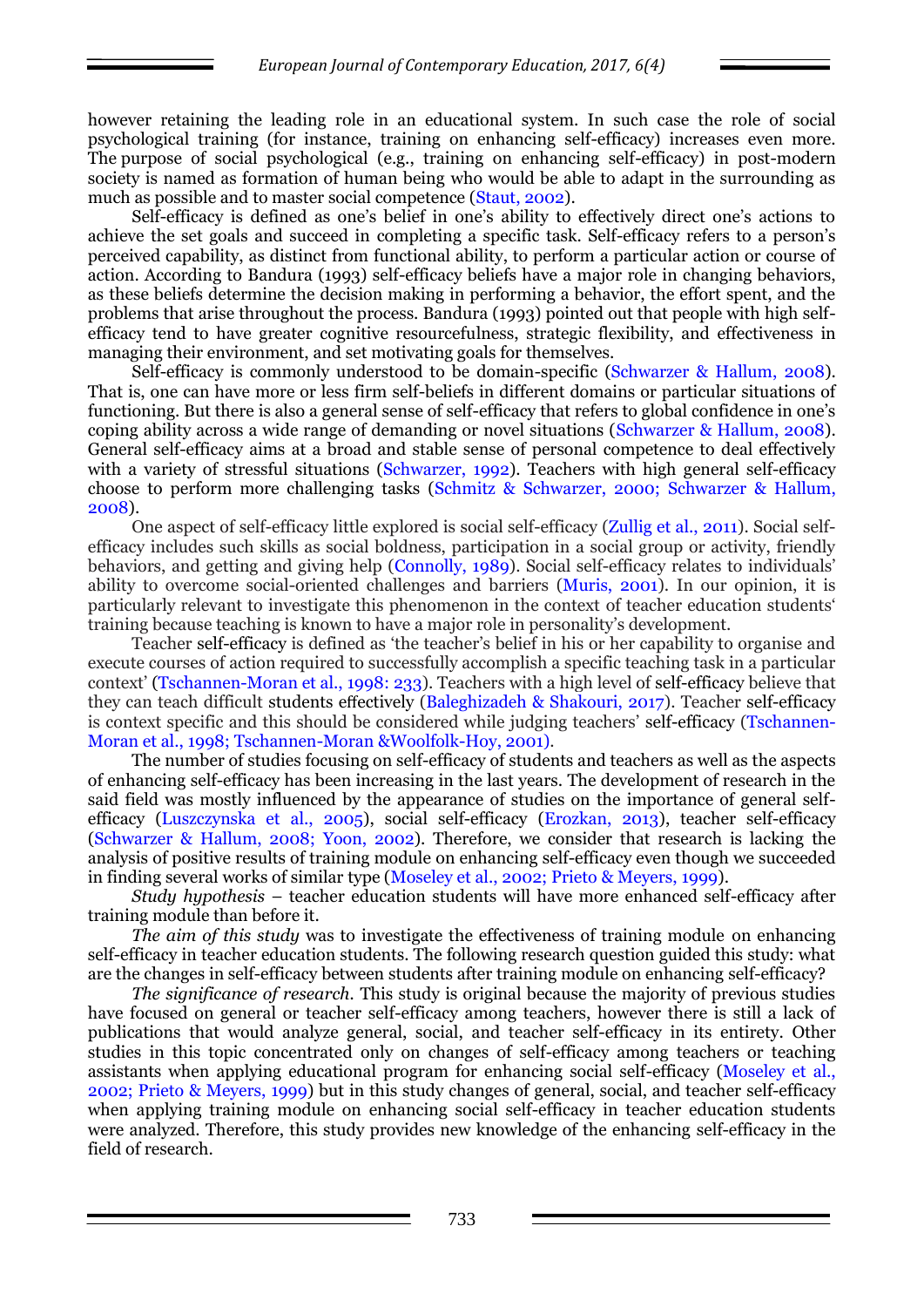however retaining the leading role in an educational system. In such case the role of social psychological training (for instance, training on enhancing self-efficacy) increases even more. The purpose of social psychological (e.g., training on enhancing self-efficacy) in post-modern society is named as formation of human being who would be able to adapt in the surrounding as much as possible and to master social competence (Staut, 2002).

Self-efficacy is defined as one's belief in one's ability to effectively direct one's actions to achieve the set goals and succeed in completing a specific task. Self-efficacy refers to a person's perceived capability, as distinct from functional ability, to perform a particular action or course of action. According to Bandura (1993) self-efficacy beliefs have a major role in changing behaviors, as these beliefs determine the decision making in performing a behavior, the effort spent, and the problems that arise throughout the process. Bandura (1993) pointed out that people with high self-efficacy tend to have greater cognitive resourcefulness, strategic flexibility, and effectiveness in managing their environment, and set motivating goals for themselves.

Self-efficacy is commonly understood to be domain-specific (Schwarzer & Hallum, 2008). That is, one can have more or less firm self-beliefs in different domains or particular situations of functioning. But there is also a general sense of self-efficacy that refers to global confidence in one's coping ability across a wide range of demanding or novel situations (Schwarzer & Hallum, 2008). General self-efficacy aims at a broad and stable sense of personal competence to deal effectively with a variety of stressful situations (Schwarzer, 1992). Teachers with high general self-efficacy choose to perform more challenging tasks (Schmitz & Schwarzer, 2000; Schwarzer & Hallum, 2008).

One aspect of self-efficacy little explored is social self-efficacy (Zullig et al., 2011). Social self-efficacy includes such skills as social boldness, participation in a social group or activity, friendly behaviors, and getting and giving help (Connolly, 1989). Social self-efficacy relates to individuals' ability to overcome social-oriented challenges and barriers (Muris, 2001). In our opinion, it is particularly relevant to investigate this phenomenon in the context of teacher education students' training because teaching is known to have a major role in personality's development.

Teacher self-efficacy is defined as 'the teacher's belief in his or her capability to organise and execute courses of action required to successfully accomplish a specific teaching task in a particular context' (Tschannen-Moran et al., 1998: 233). Teachers with a high level of self-efficacy believe that they can teach difficult students effectively (Baleghizadeh & Shakouri, 2017). Teacher self-efficacy is context specific and this should be considered while judging teachers' self-efficacy (Tschannen-Moran et al., 1998; Tschannen-Moran &Woolfolk-Hoy, 2001).

The number of studies focusing on self-efficacy of students and teachers as well as the aspects of enhancing self-efficacy has been increasing in the last years. The development of research in the said field was mostly influenced by the appearance of studies on the importance of general self-efficacy (Luszczynska et al., 2005), social self-efficacy (Erozkan, 2013), teacher self-efficacy (Schwarzer & Hallum, 2008; Yoon, 2002). Therefore, we consider that research is lacking the analysis of positive results of training module on enhancing self-efficacy even though we succeeded in finding several works of similar type (Moseley et al., 2002; Prieto & Meyers, 1999).

*Study hypothesis* – teacher education students will have more enhanced self-efficacy after training module than before it.

*The aim of this study* was to investigate the effectiveness of training module on enhancing self-efficacy in teacher education students. The following research question guided this study: what are the changes in self-efficacy between students after training module on enhancing self-efficacy?

*The significance of research.* This study is original because the majority of previous studies have focused on general or teacher self-efficacy among teachers, however there is still a lack of publications that would analyze general, social, and teacher self-efficacy in its entirety. Other studies in this topic concentrated only on changes of self-efficacy among teachers or teaching assistants when applying educational program for enhancing social self-efficacy (Moseley et al., 2002; Prieto & Meyers, 1999) but in this study changes of general, social, and teacher self-efficacy when applying training module on enhancing social self-efficacy in teacher education students were analyzed. Therefore, this study provides new knowledge of the enhancing self-efficacy in the field of research.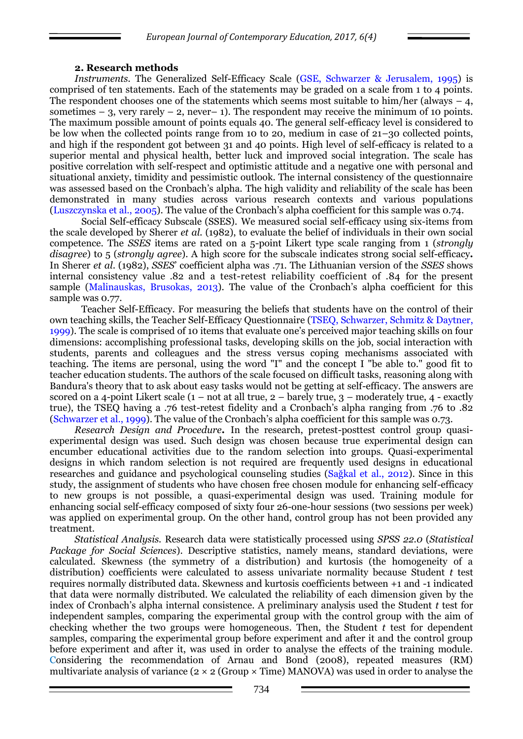## 2. Research methods

*Instruments.* The Generalized Self-Efficacy Scale (GSE, Schwarzer & Jerusalem, 1995) is comprised of ten statements. Each of the statements may be graded on a scale from 1 to 4 points. The respondent chooses one of the statements which seems most suitable to him/her (always – 4, sometimes – 3, very rarely – 2, never– 1). The respondent may receive the minimum of 10 points. The maximum possible amount of points equals 40. The general self-efficacy level is considered to be low when the collected points range from 10 to 20, medium in case of 21–30 collected points, and high if the respondent got between 31 and 40 points. High level of self-efficacy is related to a superior mental and physical health, better luck and improved social integration. The scale has positive correlation with self-respect and optimistic attitude and a negative one with personal and situational anxiety, timidity and pessimistic outlook. The internal consistency of the questionnaire was assessed based on the Cronbach's alpha. The high validity and reliability of the scale has been demonstrated in many studies across various research contexts and various populations (Luszczynska et al., 2005). The value of the Cronbach's alpha coefficient for this sample was 0.74.

Social Self-efficacy Subscale (SSES). We measured social self-efficacy using six-items from the scale developed by Sherer *et al.* (1982), to evaluate the belief of individuals in their own social competence. The *SSES* items are rated on a 5-point Likert type scale ranging from 1 (*strongly disagree*) to 5 (*strongly agree*). A high score for the subscale indicates strong social self-efficacy**.** In Sherer *et al.* (1982), *SSES*' coefficient alpha was .71. The Lithuanian version of the *SSES* shows internal consistency value .82 and a test-retest reliability coefficient of .84 for the present sample (Malinauskas, Brusokas, 2013). The value of the Cronbach's alpha coefficient for this sample was 0.77.

Teacher Self-Efficacy. For measuring the beliefs that students have on the control of their own teaching skills, the Teacher Self-Efficacy Questionnaire (TSEQ, Schwarzer, Schmitz & Daytner, 1999). The scale is comprised of 10 items that evaluate one's perceived major teaching skills on four dimensions: accomplishing professional tasks, developing skills on the job, social interaction with students, parents and colleagues and the stress versus coping mechanisms associated with teaching. The items are personal, using the word "I" and the concept I "be able to." good fit to teacher education students. The authors of the scale focused on difficult tasks, reasoning along with Bandura's theory that to ask about easy tasks would not be getting at self-efficacy. The answers are scored on a 4-point Likert scale (1 – not at all true, 2 – barely true, 3 – moderately true, 4 - exactly true), the TSEQ having a .76 test-retest fidelity and a Cronbach's alpha ranging from .76 to .82 (Schwarzer et al., 1999). The value of the Cronbach's alpha coefficient for this sample was 0.73.

*Research Design and Procedure***.** In the research, pretest-posttest control group quasi-experimental design was used. Such design was chosen because true experimental design can encumber educational activities due to the random selection into groups. Quasi-experimental designs in which random selection is not required are frequently used designs in educational researches and guidance and psychological counseling studies (Sağkal et al., 2012). Since in this study, the assignment of students who have chosen free chosen module for enhancing self-efficacy to new groups is not possible, a quasi-experimental design was used. Training module for enhancing social self-efficacy composed of sixty four 26-one-hour sessions (two sessions per week) was applied on experimental group. On the other hand, control group has not been provided any treatment.

*Statistical Analysis.* Research data were statistically processed using *SPSS 22.0* (*Statistical Package for Social Sciences*). Descriptive statistics, namely means, standard deviations, were calculated. Skewness (the symmetry of a distribution) and kurtosis (the homogeneity of a distribution) coefficients were calculated to assess univariate normality because Student *t* test requires normally distributed data. Skewness and kurtosis coefficients between +1 and -1 indicated that data were normally distributed. We calculated the reliability of each dimension given by the index of Cronbach's alpha internal consistence. A preliminary analysis used the Student *t* test for independent samples, comparing the experimental group with the control group with the aim of checking whether the two groups were homogeneous. Then, the Student *t* test for dependent samples, comparing the experimental group before experiment and after it and the control group before experiment and after it, was used in order to analyse the effects of the training module. Considering the recommendation of Arnau and Bond (2008), repeated measures (RM) multivariate analysis of variance (2 × 2 (Group × Time) MANOVA) was used in order to analyse the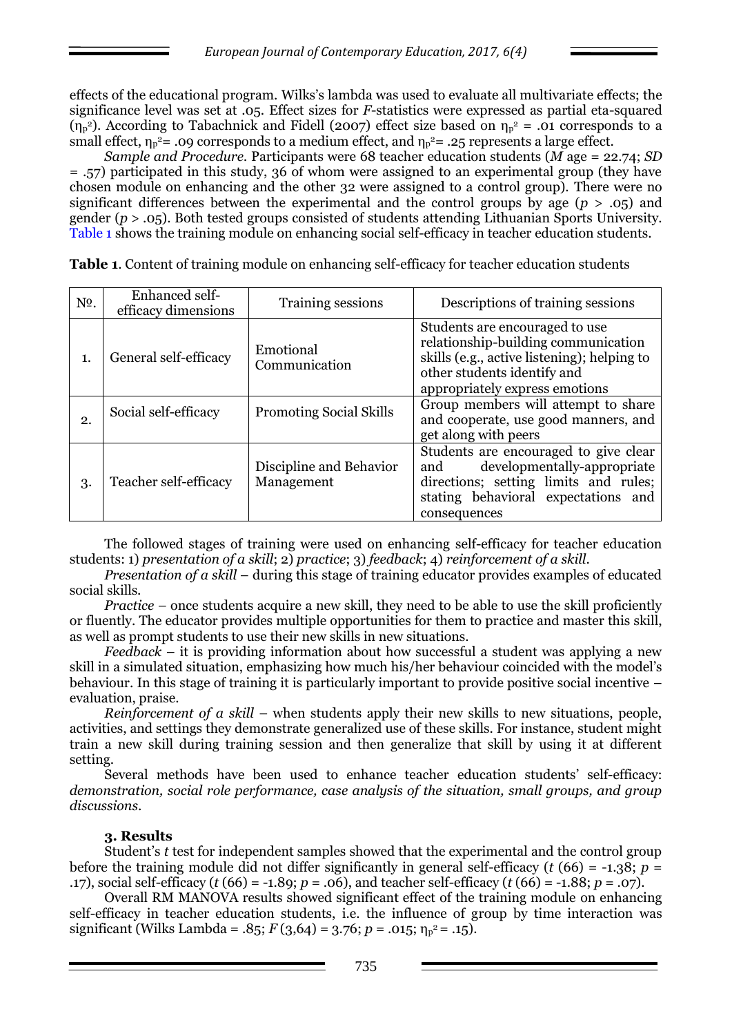effects of the educational program. Wilks's lambda was used to evaluate all multivariate effects; the significance level was set at .05. Effect sizes for *F*-statistics were expressed as partial eta-squared ($\eta_p^2$). According to Tabachnick and Fidell (2007) effect size based on $\eta_p^2$ = .01 corresponds to a small effect, $\eta_p^2$= .09 corresponds to a medium effect, and $\eta_p^2$= .25 represents a large effect.

*Sample and Procedure.* Participants were 68 teacher education students (*M* age = 22.74; *SD* = .57) participated in this study, 36 of whom were assigned to an experimental group (they have chosen module on enhancing and the other 32 were assigned to a control group). There were no significant differences between the experimental and the control groups by age ($p > .05$) and gender ($p > .05$). Both tested groups consisted of students attending Lithuanian Sports University. Table 1 shows the training module on enhancing social self-efficacy in teacher education students.

**Table 1**. Content of training module on enhancing self-efficacy for teacher education students

| №. | Enhanced self-efficacy dimensions | Training sessions | Descriptions of training sessions |
|---|---|---|---|
| 1. | General self-efficacy | Emotional Communication | Students are encouraged to use relationship-building communication skills (e.g., active listening); helping to other students identify and appropriately express emotions |
| 2. | Social self-efficacy | Promoting Social Skills | Group members will attempt to share and cooperate, use good manners, and get along with peers |
| 3. | Teacher self-efficacy | Discipline and Behavior Management | Students are encouraged to give clear and developmentally-appropriate directions; setting limits and rules; stating behavioral expectations and consequences |

The followed stages of training were used on enhancing self-efficacy for teacher education students: 1) *presentation of a skill*; 2) *practice*; 3) *feedback*; 4) *reinforcement of a skill*.

*Presentation of a skill* – during this stage of training educator provides examples of educated social skills.

*Practice* – once students acquire a new skill, they need to be able to use the skill proficiently or fluently. The educator provides multiple opportunities for them to practice and master this skill, as well as prompt students to use their new skills in new situations.

*Feedback* – it is providing information about how successful a student was applying a new skill in a simulated situation, emphasizing how much his/her behaviour coincided with the model's behaviour. In this stage of training it is particularly important to provide positive social incentive – evaluation, praise.

*Reinforcement of a skill* – when students apply their new skills to new situations, people, activities, and settings they demonstrate generalized use of these skills. For instance, student might train a new skill during training session and then generalize that skill by using it at different setting.

Several methods have been used to enhance teacher education students' self-efficacy: *demonstration, social role performance, case analysis of the situation, small groups, and group discussions*.

### 3. Results

Student's *t* test for independent samples showed that the experimental and the control group before the training module did not differ significantly in general self-efficacy ($t$ (66) = -1.38; $p$ = .17), social self-efficacy ($t$ (66) = -1.89; $p$ = .06), and teacher self-efficacy ($t$ (66) = -1.88; $p$ = .07).

Overall RM MANOVA results showed significant effect of the training module on enhancing self-efficacy in teacher education students, i.e. the influence of group by time interaction was significant (Wilks Lambda = .85; $F$ (3,64) = 3.76; $p$ = .015; $\eta_p^2$ = .15).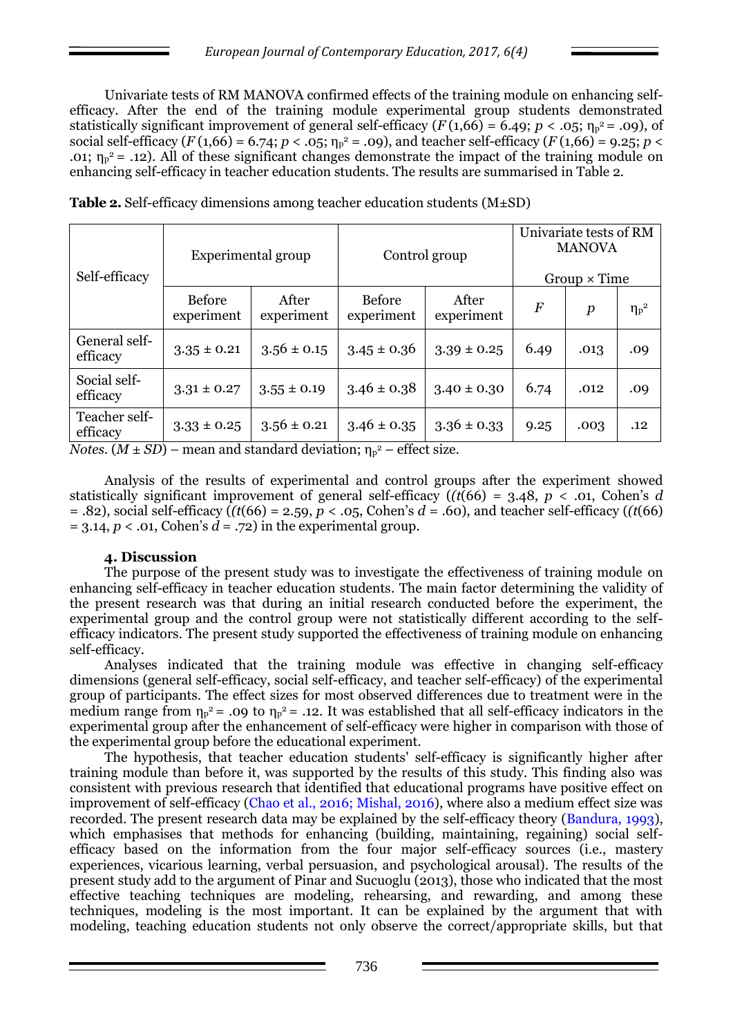Univariate tests of RM MANOVA confirmed effects of the training module on enhancing self-efficacy. After the end of the training module experimental group students demonstrated statistically significant improvement of general self-efficacy ($F$ (1,66) = 6.49; $p$ < .05; $\eta_p^2$ = .09), of social self-efficacy ($F$ (1,66) = 6.74; $p$ < .05; $\eta_p^2$ = .09), and teacher self-efficacy ($F$ (1,66) = 9.25; $p$ < .01; $\eta_p^2$ = .12). All of these significant changes demonstrate the impact of the training module on enhancing self-efficacy in teacher education students. The results are summarised in Table 2.

**Table 2.** Self-efficacy dimensions among teacher education students (M±SD)

| Self-efficacy | Experimental group | | Control group | | Univariate tests of RM MANOVA Group × Time | | |
|---|---|---|---|---|---|---|---|
| | Before experiment | After experiment | Before experiment | After experiment | $F$ | $p$ | $\eta_p^2$ |
| General self-efficacy | 3.35 ± 0.21 | 3.56 ± 0.15 | 3.45 ± 0.36 | 3.39 ± 0.25 | 6.49 | .013 | .09 |
| Social self-efficacy | 3.31 ± 0.27 | 3.55 ± 0.19 | 3.46 ± 0.38 | 3.40 ± 0.30 | 6.74 | .012 | .09 |
| Teacher self-efficacy | 3.33 ± 0.25 | 3.56 ± 0.21 | 3.46 ± 0.35 | 3.36 ± 0.33 | 9.25 | .003 | .12 |

*Notes*. ($M$ ± $SD$) – mean and standard deviation; $\eta_p^2$ – effect size.

Analysis of the results of experimental and control groups after the experiment showed statistically significant improvement of general self-efficacy (($t$(66) = 3.48, $p$ < .01, Cohen's $d$ = .82), social self-efficacy (($t$(66) = 2.59, $p$ < .05, Cohen's $d$ = .60), and teacher self-efficacy (($t$(66) = 3.14, $p$ < .01, Cohen's $d$ = .72) in the experimental group.

### 4. Discussion

The purpose of the present study was to investigate the effectiveness of training module on enhancing self-efficacy in teacher education students. The main factor determining the validity of the present research was that during an initial research conducted before the experiment, the experimental group and the control group were not statistically different according to the self-efficacy indicators. The present study supported the effectiveness of training module on enhancing self-efficacy.

Analyses indicated that the training module was effective in changing self-efficacy dimensions (general self-efficacy, social self-efficacy, and teacher self-efficacy) of the experimental group of participants. The effect sizes for most observed differences due to treatment were in the medium range from $\eta_p^2$ = .09 to $\eta_p^2$ = .12. It was established that all self-efficacy indicators in the experimental group after the enhancement of self-efficacy were higher in comparison with those of the experimental group before the educational experiment.

The hypothesis, that teacher education students' self-efficacy is significantly higher after training module than before it, was supported by the results of this study. This finding also was consistent with previous research that identified that educational programs have positive effect on improvement of self-efficacy (Chao et al., 2016; Mishal, 2016), where also a medium effect size was recorded. The present research data may be explained by the self-efficacy theory (Bandura, 1993), which emphasises that methods for enhancing (building, maintaining, regaining) social self-efficacy based on the information from the four major self-efficacy sources (i.e., mastery experiences, vicarious learning, verbal persuasion, and psychological arousal). The results of the present study add to the argument of Pinar and Sucuoglu (2013), those who indicated that the most effective teaching techniques are modeling, rehearsing, and rewarding, and among these techniques, modeling is the most important. It can be explained by the argument that with modeling, teaching education students not only observe the correct/appropriate skills, but that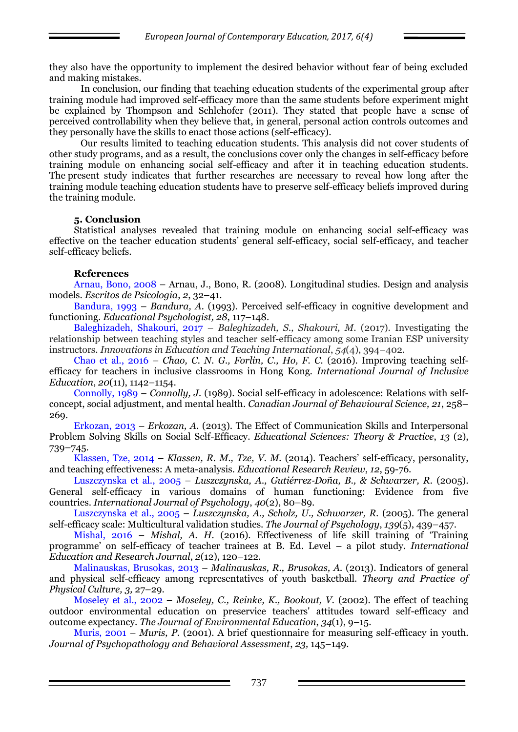they also have the opportunity to implement the desired behavior without fear of being excluded and making mistakes.

In conclusion, our finding that teaching education students of the experimental group after training module had improved self-efficacy more than the same students before experiment might be explained by Thompson and Schlehofer (2011). They stated that people have a sense of perceived controllability when they believe that, in general, personal action controls outcomes and they personally have the skills to enact those actions (self-efficacy).

Our results limited to teaching education students. This analysis did not cover students of other study programs, and as a result, the conclusions cover only the changes in self-efficacy before training module on enhancing social self-efficacy and after it in teaching education students. The present study indicates that further researches are necessary to reveal how long after the training module teaching education students have to preserve self-efficacy beliefs improved during the training module.

## 5. Conclusion

Statistical analyses revealed that training module on enhancing social self-efficacy was effective on the teacher education students' general self-efficacy, social self-efficacy, and teacher self-efficacy beliefs.

## References

Arnau, Bono, 2008 – Arnau, J., Bono, R. (2008). Longitudinal studies. Design and analysis models. *Escritos de Psicologia*, *2*, 32–41.

Bandura, 1993 – *Bandura, A.* (1993). Perceived self-efficacy in cognitive development and functioning. *Educational Psychologist, 28*, 117–148.

Baleghizadeh, Shakouri, 2017 – *Baleghizadeh, S., Shakouri, M.* (2017). Investigating the relationship between teaching styles and teacher self-efficacy among some Iranian ESP university instructors. *Innovations in Education and Teaching International*, *54*(4), 394–402.

Chao et al., 2016 – *Chao, C. N. G., Forlin, C., Ho, F. C.* (2016). Improving teaching self-efficacy for teachers in inclusive classrooms in Hong Kong. *International Journal of Inclusive Education*, *20*(11), 1142–1154.

Connolly, 1989 – *Connolly, J.* (1989). Social self-efficacy in adolescence: Relations with self-concept, social adjustment, and mental health. *Canadian Journal of Behavioural Science, 21*, 258–269.

Erkozan, 2013 – *Erkozan, A.* (2013). The Effect of Communication Skills and Interpersonal Problem Solving Skills on Social Self-Efficacy. *Educational Sciences: Theory & Practice*, *13* (2), 739–745.

Klassen, Tze, 2014 – *Klassen, R. M., Tze, V. M.* (2014). Teachers' self-efficacy, personality, and teaching effectiveness: A meta-analysis. *Educational Research Review*, *12*, 59-76.

Luszczynska et al., 2005 – *Luszczynska, A., Gutiérrez-Doña, B., & Schwarzer, R.* (2005). General self-efficacy in various domains of human functioning: Evidence from five countries. *International Journal of Psychology*, *40*(2), 80–89.

Luszczynska et al., 2005 – *Luszczynska, A., Scholz, U., Schwarzer, R.* (2005). The general self-efficacy scale: Multicultural validation studies. *The Journal of Psychology*, *139*(5), 439–457.

Mishal, 2016 – *Mishal, A. H.* (2016). Effectiveness of life skill training of 'Training programme' on self-efficacy of teacher trainees at B. Ed. Level – a pilot study. *International Education and Research Journal*, *2*(12), 120–122.

Malinauskas, Brusokas, 2013 – *Malinauskas, R., Brusokas, A.* (2013). Indicators of general and physical self-efficacy among representatives of youth basketball. *Theory and Practice of Physical Culture, 3,* 27–29.

Moseley et al., 2002 – *Moseley, C., Reinke, K., Bookout, V.* (2002). The effect of teaching outdoor environmental education on preservice teachers' attitudes toward self-efficacy and outcome expectancy. *The Journal of Environmental Education*, *34*(1), 9–15.

Muris, 2001 – *Muris, P.* (2001). A brief questionnaire for measuring self-efficacy in youth. *Journal of Psychopathology and Behavioral Assessment*, *23,* 145–149.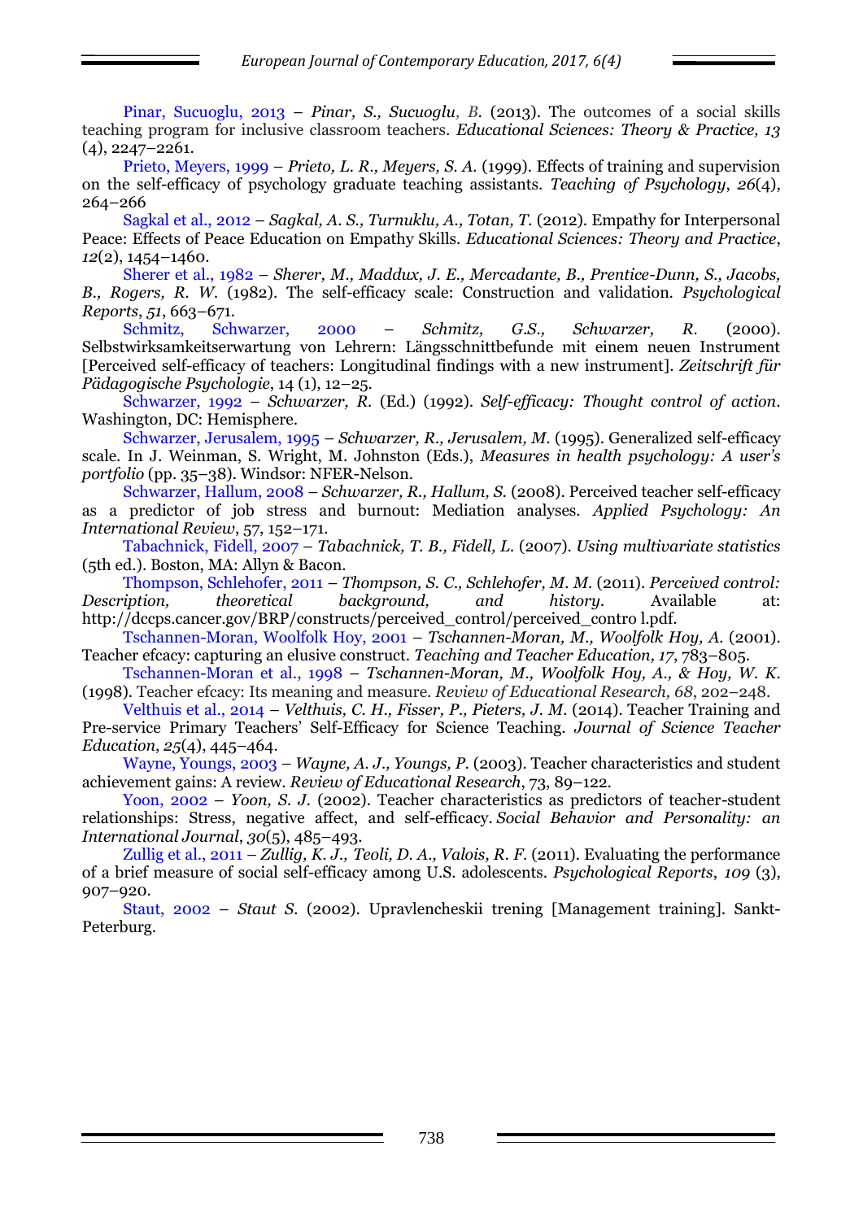Pinar, Sucuoglu, 2013 – *Pinar, S., Sucuoglu, B.* (2013). The outcomes of a social skills teaching program for inclusive classroom teachers. *Educational Sciences: Theory & Practice, 13* (4), 2247–2261.

Prieto, Meyers, 1999 – *Prieto, L. R., Meyers, S. A.* (1999). Effects of training and supervision on the self-efficacy of psychology graduate teaching assistants. *Teaching of Psychology*, *26*(4), 264–266

Sagkal et al., 2012 – *Sagkal, A. S., Turnuklu, A., Totan, T.* (2012). Empathy for Interpersonal Peace: Effects of Peace Education on Empathy Skills. *Educational Sciences: Theory and Practice*, *12*(2), 1454–1460.

Sherer et al., 1982 – *Sherer, M., Maddux, J. E., Mercadante, B., Prentice-Dunn, S., Jacobs, B., Rogers, R. W.* (1982). The self-efficacy scale: Construction and validation. *Psychological Reports*, *51*, 663–671.

Schmitz, Schwarzer, 2000 – *Schmitz, G.S., Schwarzer, R.* (2000). Selbstwirksamkeitserwartung von Lehrern: Längsschnittbefunde mit einem neuen Instrument [Perceived self-efficacy of teachers: Longitudinal findings with a new instrument]. *Zeitschrift für Pädagogische Psychologie*, 14 (1), 12–25.

Schwarzer, 1992 – *Schwarzer, R.* (Ed.) (1992). *Self-efficacy: Thought control of action*. Washington, DC: Hemisphere.

Schwarzer, Jerusalem, 1995 – *Schwarzer, R., Jerusalem, M.* (1995). Generalized self-efficacy scale. In J. Weinman, S. Wright, M. Johnston (Eds.), *Measures in health psychology: A user's portfolio* (pp. 35–38). Windsor: NFER-Nelson.

Schwarzer, Hallum, 2008 – *Schwarzer, R., Hallum, S.* (2008). Perceived teacher self-efficacy as a predictor of job stress and burnout: Mediation analyses. *Applied Psychology: An International Review*, 57, 152–171.

Tabachnick, Fidell, 2007 – *Tabachnick, T. B., Fidell, L.* (2007). *Using multivariate statistics* (5th ed.). Boston, MA: Allyn & Bacon.

Thompson, Schlehofer, 2011 – *Thompson, S. C., Schlehofer, M. M.* (2011). *Perceived control: Description, theoretical background, and history*. Available at: http://dccps.cancer.gov/BRP/constructs/perceived_control/perceived_contro l.pdf.

Tschannen-Moran, Woolfolk Hoy, 2001 – *Tschannen-Moran, M., Woolfolk Hoy, A.* (2001). Teacher efcacy: capturing an elusive construct. *Teaching and Teacher Education, 17*, 783–805.

Tschannen-Moran et al., 1998 – *Tschannen-Moran, M., Woolfolk Hoy, A., & Hoy, W. K.* (1998). Teacher efcacy: Its meaning and measure. *Review of Educational Research, 68*, 202–248.

Velthuis et al., 2014 – *Velthuis, C. H., Fisser, P., Pieters, J. M.* (2014). Teacher Training and Pre-service Primary Teachers' Self-Efficacy for Science Teaching. *Journal of Science Teacher Education*, *25*(4), 445–464.

Wayne, Youngs, 2003 – *Wayne, A. J., Youngs, P.* (2003). Teacher characteristics and student achievement gains: A review. *Review of Educational Research*, 73, 89–122.

Yoon, 2002 – *Yoon, S. J.* (2002). Teacher characteristics as predictors of teacher-student relationships: Stress, negative affect, and self-efficacy. *Social Behavior and Personality: an International Journal*, *30*(5), 485–493.

Zullig et al., 2011 – *Zullig, K. J., Teoli, D. A., Valois, R. F.* (2011). Evaluating the performance of a brief measure of social self-efficacy among U.S. adolescents. *Psychological Reports*, *109* (3), 907–920.

Staut, 2002 – *Staut S.* (2002). Upravlencheskii trening [Management training]. Sankt-Peterburg.